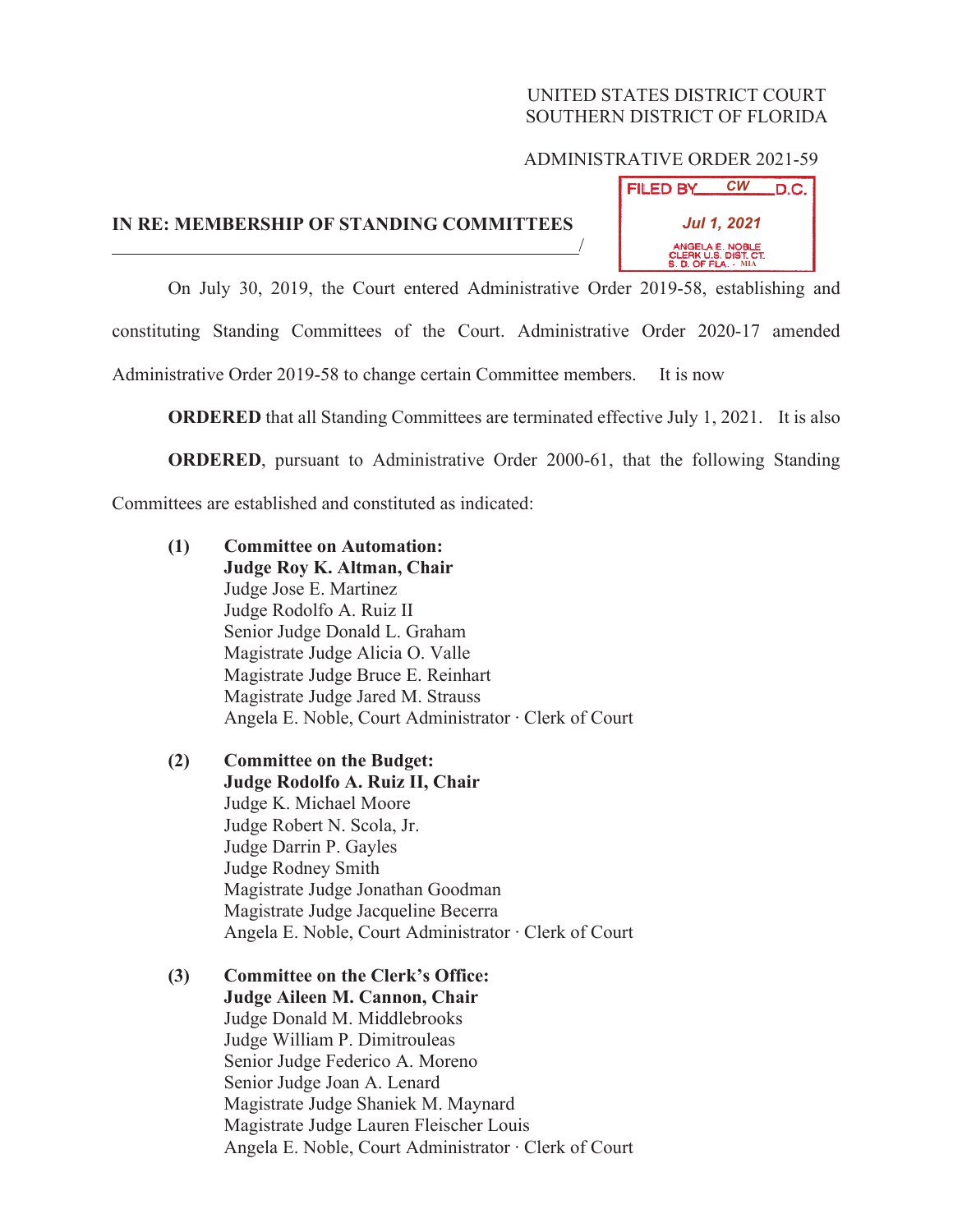UNITED STATES DISTRICT COURT
SOUTHERN DISTRICT OF FLORIDA

ADMINISTRATIVE ORDER 2021-59

FILED BY CW D.C.
Jul 1, 2021
ANGELA E. NOBLE
CLERK U.S. DIST. CT.
S. D. OF FLA. - MIA

**IN RE: MEMBERSHIP OF STANDING COMMITTEES**
_______________________________________________/

On July 30, 2019, the Court entered Administrative Order 2019-58, establishing and constituting Standing Committees of the Court. Administrative Order 2020-17 amended Administrative Order 2019-58 to change certain Committee members. It is now

**ORDERED** that all Standing Committees are terminated effective July 1, 2021. It is also

**ORDERED**, pursuant to Administrative Order 2000-61, that the following Standing Committees are established and constituted as indicated:

**(1) Committee on Automation:**
**Judge Roy K. Altman, Chair**
Judge Jose E. Martinez
Judge Rodolfo A. Ruiz II
Senior Judge Donald L. Graham
Magistrate Judge Alicia O. Valle
Magistrate Judge Bruce E. Reinhart
Magistrate Judge Jared M. Strauss
Angela E. Noble, Court Administrator · Clerk of Court

**(2) Committee on the Budget:**
**Judge Rodolfo A. Ruiz II, Chair**
Judge K. Michael Moore
Judge Robert N. Scola, Jr.
Judge Darrin P. Gayles
Judge Rodney Smith
Magistrate Judge Jonathan Goodman
Magistrate Judge Jacqueline Becerra
Angela E. Noble, Court Administrator · Clerk of Court

**(3) Committee on the Clerk's Office:**
**Judge Aileen M. Cannon, Chair**
Judge Donald M. Middlebrooks
Judge William P. Dimitrouleas
Senior Judge Federico A. Moreno
Senior Judge Joan A. Lenard
Magistrate Judge Shaniek M. Maynard
Magistrate Judge Lauren Fleischer Louis
Angela E. Noble, Court Administrator · Clerk of Court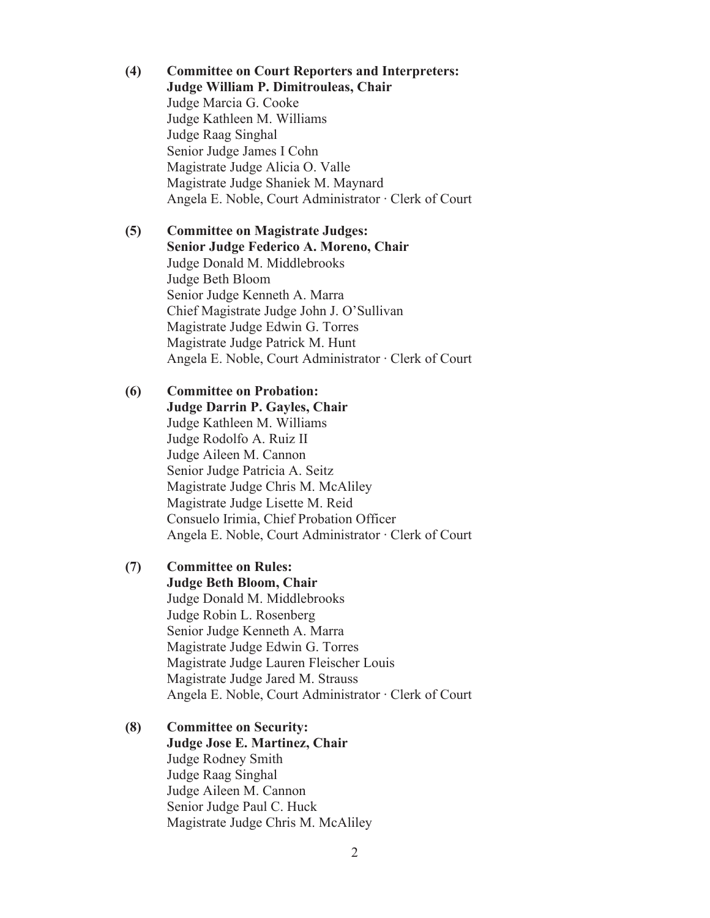**(4) Committee on Court Reporters and Interpreters:**
**Judge William P. Dimitrouleas, Chair**
Judge Marcia G. Cooke
Judge Kathleen M. Williams
Judge Raag Singhal
Senior Judge James I Cohn
Magistrate Judge Alicia O. Valle
Magistrate Judge Shaniek M. Maynard
Angela E. Noble, Court Administrator · Clerk of Court

**(5) Committee on Magistrate Judges:**
**Senior Judge Federico A. Moreno, Chair**
Judge Donald M. Middlebrooks
Judge Beth Bloom
Senior Judge Kenneth A. Marra
Chief Magistrate Judge John J. O'Sullivan
Magistrate Judge Edwin G. Torres
Magistrate Judge Patrick M. Hunt
Angela E. Noble, Court Administrator · Clerk of Court

**(6) Committee on Probation:**
**Judge Darrin P. Gayles, Chair**
Judge Kathleen M. Williams
Judge Rodolfo A. Ruiz II
Judge Aileen M. Cannon
Senior Judge Patricia A. Seitz
Magistrate Judge Chris M. McAliley
Magistrate Judge Lisette M. Reid
Consuelo Irimia, Chief Probation Officer
Angela E. Noble, Court Administrator · Clerk of Court

**(7) Committee on Rules:**
**Judge Beth Bloom, Chair**
Judge Donald M. Middlebrooks
Judge Robin L. Rosenberg
Senior Judge Kenneth A. Marra
Magistrate Judge Edwin G. Torres
Magistrate Judge Lauren Fleischer Louis
Magistrate Judge Jared M. Strauss
Angela E. Noble, Court Administrator · Clerk of Court

**(8) Committee on Security:**
**Judge Jose E. Martinez, Chair**
Judge Rodney Smith
Judge Raag Singhal
Judge Aileen M. Cannon
Senior Judge Paul C. Huck
Magistrate Judge Chris M. McAliley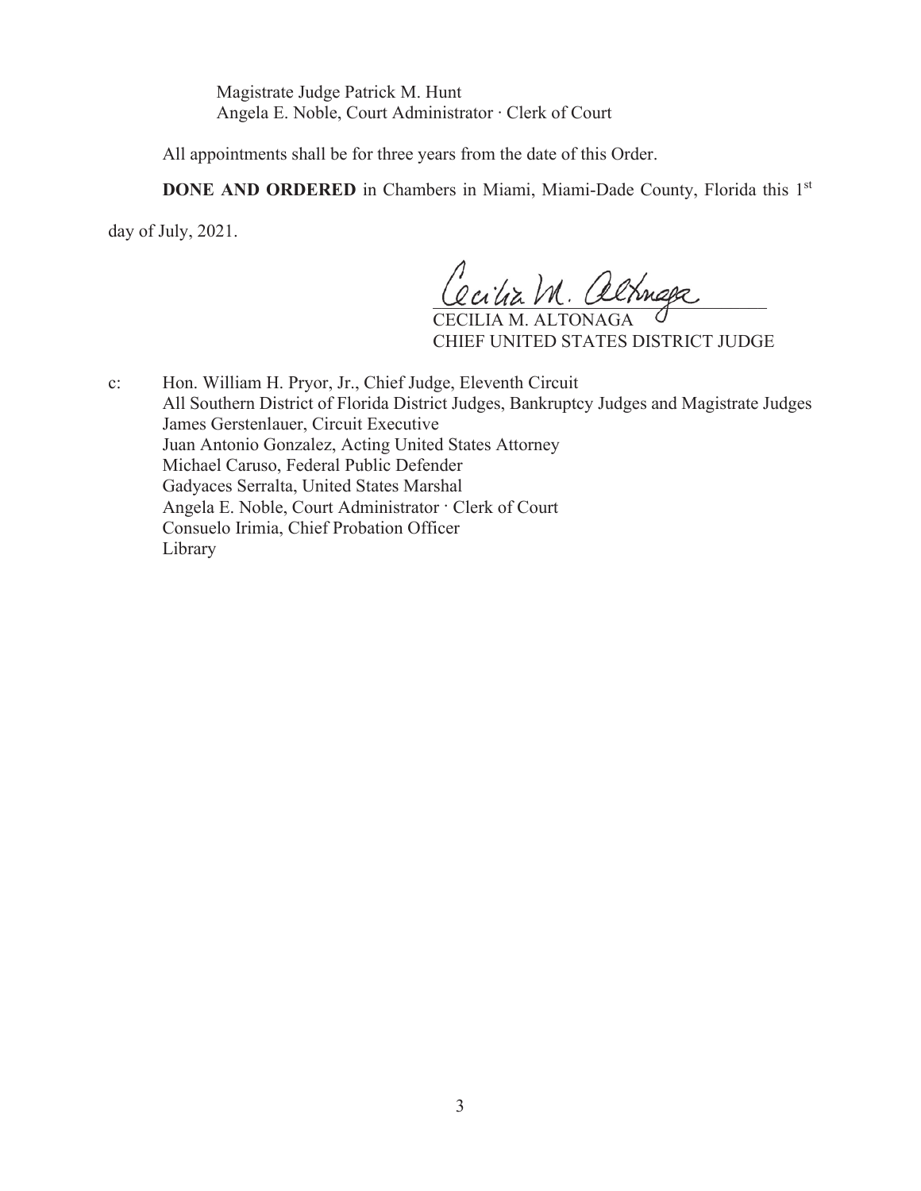Magistrate Judge Patrick M. Hunt
Angela E. Noble, Court Administrator · Clerk of Court

All appointments shall be for three years from the date of this Order.

**DONE AND ORDERED** in Chambers in Miami, Miami-Dade County, Florida this 1st day of July, 2021.

CECILIA M. ALTONAGA
CHIEF UNITED STATES DISTRICT JUDGE

c: Hon. William H. Pryor, Jr., Chief Judge, Eleventh Circuit
All Southern District of Florida District Judges, Bankruptcy Judges and Magistrate Judges
James Gerstenlauer, Circuit Executive
Juan Antonio Gonzalez, Acting United States Attorney
Michael Caruso, Federal Public Defender
Gadyaces Serralta, United States Marshal
Angela E. Noble, Court Administrator · Clerk of Court
Consuelo Irimia, Chief Probation Officer
Library